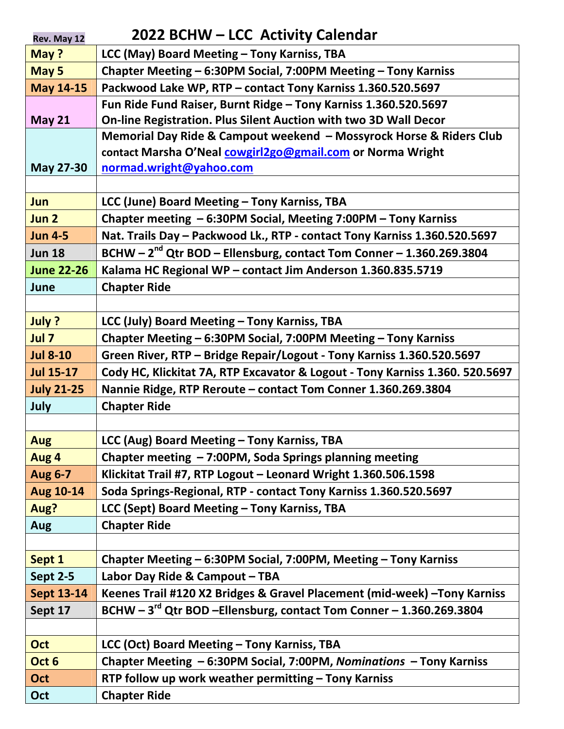Rev. May 12

# 2022 BCHW – LCC Activity Calendar

| | |
|---|---|
| **May ?** | **LCC (May) Board Meeting – Tony Karniss, TBA** |
| **May 5** | **Chapter Meeting – 6:30PM Social, 7:00PM Meeting – Tony Karniss** |
| **May 14-15** | **Packwood Lake WP, RTP – contact Tony Karniss 1.360.520.5697** |
| **May 21** | **Fun Ride Fund Raiser, Burnt Ridge – Tony Karniss 1.360.520.5697 On-line Registration. Plus Silent Auction with two 3D Wall Decor** |
| **May 27-30** | **Memorial Day Ride & Campout weekend – Mossyrock Horse & Riders Club contact Marsha O'Neal [cowgirl2go@gmail.com](mailto:cowgirl2go@gmail.com) or Norma Wright [normad.wright@yahoo.com](mailto:normad.wright@yahoo.com)** |
| | |
| **Jun** | **LCC (June) Board Meeting – Tony Karniss, TBA** |
| **Jun 2** | **Chapter meeting – 6:30PM Social, Meeting 7:00PM – Tony Karniss** |
| **Jun 4-5** | **Nat. Trails Day – Packwood Lk., RTP - contact Tony Karniss 1.360.520.5697** |
| **Jun 18** | **BCHW – 2nd Qtr BOD – Ellensburg, contact Tom Conner – 1.360.269.3804** |
| **June 22-26** | **Kalama HC Regional WP – contact Jim Anderson 1.360.835.5719** |
| **June** | **Chapter Ride** |
| | |
| **July ?** | **LCC (July) Board Meeting – Tony Karniss, TBA** |
| **Jul 7** | **Chapter Meeting – 6:30PM Social, 7:00PM Meeting – Tony Karniss** |
| **Jul 8-10** | **Green River, RTP – Bridge Repair/Logout - Tony Karniss 1.360.520.5697** |
| **Jul 15-17** | **Cody HC, Klickitat 7A, RTP Excavator & Logout - Tony Karniss 1.360. 520.5697** |
| **July 21-25** | **Nannie Ridge, RTP Reroute – contact Tom Conner 1.360.269.3804** |
| **July** | **Chapter Ride** |
| | |
| **Aug** | **LCC (Aug) Board Meeting – Tony Karniss, TBA** |
| **Aug 4** | **Chapter meeting – 7:00PM, Soda Springs planning meeting** |
| **Aug 6-7** | **Klickitat Trail #7, RTP Logout – Leonard Wright 1.360.506.1598** |
| **Aug 10-14** | **Soda Springs-Regional, RTP - contact Tony Karniss 1.360.520.5697** |
| **Aug?** | **LCC (Sept) Board Meeting – Tony Karniss, TBA** |
| **Aug** | **Chapter Ride** |
| | |
| **Sept 1** | **Chapter Meeting – 6:30PM Social, 7:00PM, Meeting – Tony Karniss** |
| **Sept 2-5** | **Labor Day Ride & Campout – TBA** |
| **Sept 13-14** | **Keenes Trail #120 X2 Bridges & Gravel Placement (mid-week) –Tony Karniss** |
| **Sept 17** | **BCHW – 3rd Qtr BOD –Ellensburg, contact Tom Conner – 1.360.269.3804** |
| | |
| **Oct** | **LCC (Oct) Board Meeting – Tony Karniss, TBA** |
| **Oct 6** | **Chapter Meeting – 6:30PM Social, 7:00PM, *Nominations* – Tony Karniss** |
| **Oct** | **RTP follow up work weather permitting – Tony Karniss** |
| **Oct** | **Chapter Ride** |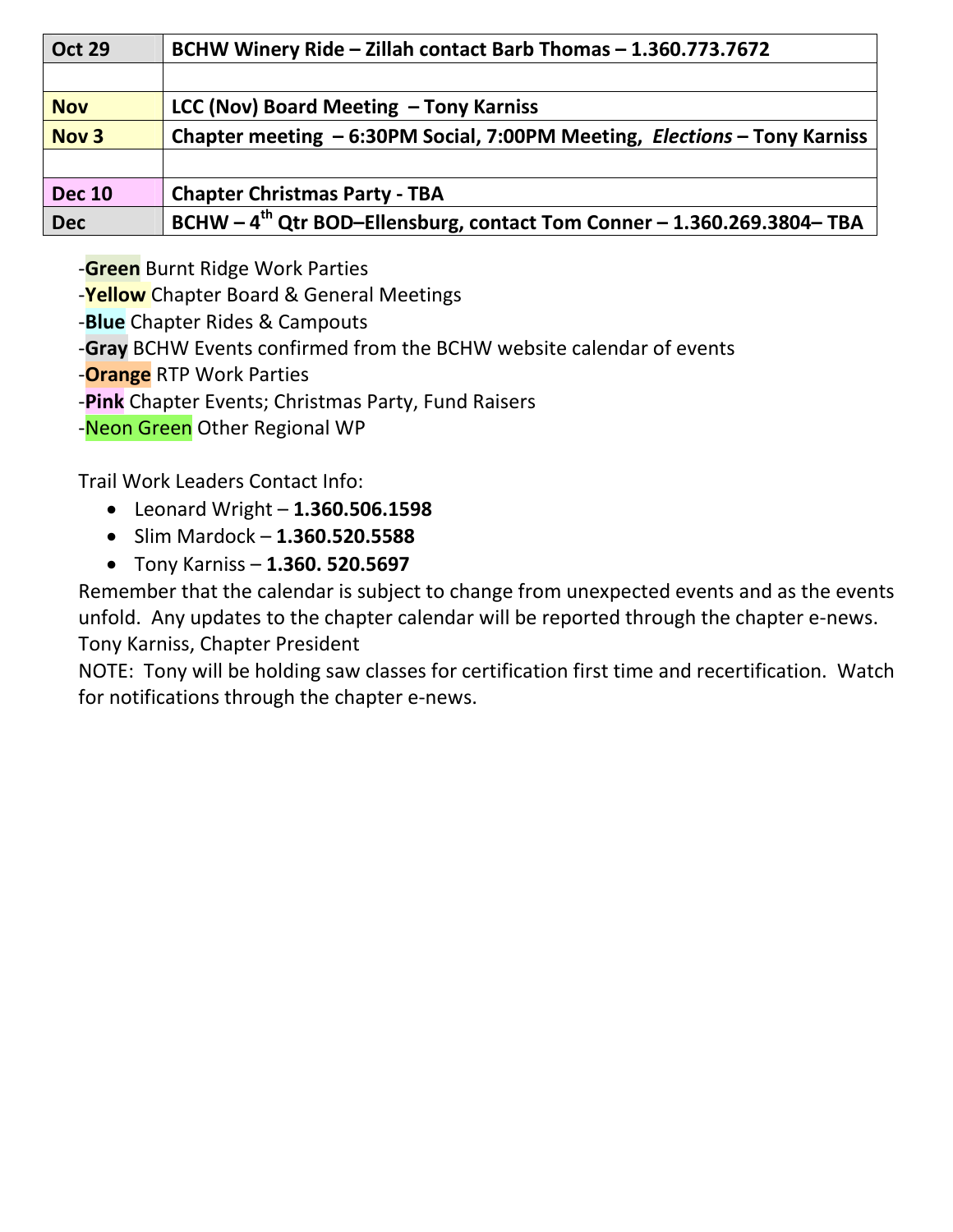| | |
|---|---|
| **Oct 29** | **BCHW Winery Ride – Zillah contact Barb Thomas – 1.360.773.7672** |
| | |
| **Nov** | **LCC (Nov) Board Meeting – Tony Karniss** |
| **Nov 3** | **Chapter meeting – 6:30PM Social, 7:00PM Meeting, *Elections* – Tony Karniss** |
| | |
| **Dec 10** | **Chapter Christmas Party - TBA** |
| **Dec** | **BCHW – 4th Qtr BOD–Ellensburg, contact Tom Conner – 1.360.269.3804– TBA** |

-**Green** Burnt Ridge Work Parties
-**Yellow** Chapter Board & General Meetings
-**Blue** Chapter Rides & Campouts
-**Gray** BCHW Events confirmed from the BCHW website calendar of events
-**Orange** RTP Work Parties
-**Pink** Chapter Events; Christmas Party, Fund Raisers
-Neon Green Other Regional WP

Trail Work Leaders Contact Info:

- Leonard Wright – **1.360.506.1598**
- Slim Mardock – **1.360.520.5588**
- Tony Karniss – **1.360. 520.5697**

Remember that the calendar is subject to change from unexpected events and as the events unfold. Any updates to the chapter calendar will be reported through the chapter e-news.
Tony Karniss, Chapter President
NOTE: Tony will be holding saw classes for certification first time and recertification. Watch for notifications through the chapter e-news.